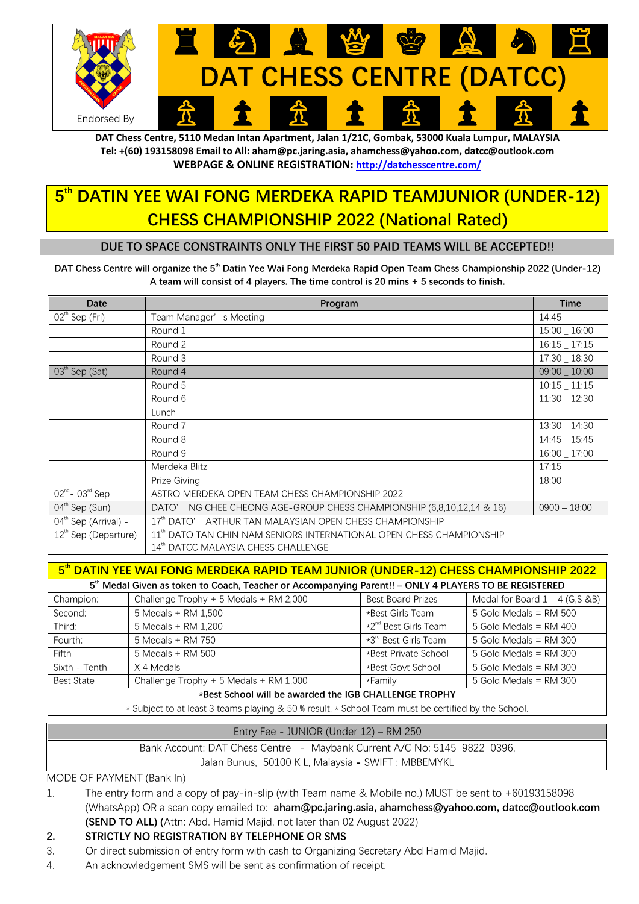Endorsed By

# DAT CHESS CENTRE (DATCC)

**DAT Chess Centre, 5110 Medan Intan Apartment, Jalan 1/21C, Gombak, 53000 Kuala Lumpur, MALAYSIA**
**Tel: +(60) 193158098 Email to All: aham@pc.jaring.asia, ahamchess@yahoo.com, datcc@outlook.com**
**WEBPAGE & ONLINE REGISTRATION: http://datchesscentre.com/**

# 5th DATIN YEE WAI FONG MERDEKA RAPID TEAMJUNIOR (UNDER-12) CHESS CHAMPIONSHIP 2022 (National Rated)

**DUE TO SPACE CONSTRAINTS ONLY THE FIRST 50 PAID TEAMS WILL BE ACCEPTED!!**

**DAT Chess Centre will organize the 5th Datin Yee Wai Fong Merdeka Rapid Open Team Chess Championship 2022 (Under-12) A team will consist of 4 players. The time control is 20 mins + 5 seconds to finish.**

| Date | Program | Time |
|---|---|---|
| 02th Sep (Fri) | Team Manager' s Meeting | 14:45 |
| | Round 1 | 15:00 _ 16:00 |
| | Round 2 | 16:15 _ 17:15 |
| | Round 3 | 17:30 _ 18:30 |
| 03th Sep (Sat) | Round 4 | 09:00 _ 10:00 |
| | Round 5 | 10:15 _ 11:15 |
| | Round 6 | 11:30 _ 12:30 |
| | Lunch | |
| | Round 7 | 13:30 _ 14:30 |
| | Round 8 | 14:45 _ 15:45 |
| | Round 9 | 16:00 _ 17:00 |
| | Merdeka Blitz | 17:15 |
| | Prize Giving | 18:00 |
| 02nd - 03rd Sep | ASTRO MERDEKA OPEN TEAM CHESS CHAMPIONSHIP 2022 | |
| 04th Sep (Sun) | DATO' NG CHEE CHEONG AGE-GROUP CHESS CHAMPIONSHIP (6,8,10,12,14 & 16) | 0900 – 18:00 |
| 04th Sep (Arrival) - 12th Sep (Departure) | 17th DATO' ARTHUR TAN MALAYSIAN OPEN CHESS CHAMPIONSHIP<br>11th DATO TAN CHIN NAM SENIORS INTERNATIONAL OPEN CHESS CHAMPIONSHIP<br>14th DATCC MALAYSIA CHESS CHALLENGE | |

## 5th DATIN YEE WAI FONG MERDEKA RAPID TEAM JUNIOR (UNDER-12) CHESS CHAMPIONSHIP 2022

**5th Medal Given as token to Coach, Teacher or Accompanying Parent!! – ONLY 4 PLAYERS TO BE REGISTERED**

| | | | |
|---|---|---|---|
| Champion: | Challenge Trophy + 5 Medals + RM 2,000 | Best Board Prizes | Medal for Board 1 – 4 (G,S &B) |
| Second: | 5 Medals + RM 1,500 | *Best Girls Team | 5 Gold Medals = RM 500 |
| Third: | 5 Medals + RM 1,200 | *2nd Best Girls Team | 5 Gold Medals = RM 400 |
| Fourth: | 5 Medals + RM 750 | *3rd Best Girls Team | 5 Gold Medals = RM 300 |
| Fifth | 5 Medals + RM 500 | *Best Private School | 5 Gold Medals = RM 300 |
| Sixth - Tenth | X 4 Medals | *Best Govt School | 5 Gold Medals = RM 300 |
| Best State | Challenge Trophy + 5 Medals + RM 1,000 | *Family | 5 Gold Medals = RM 300 |

**\*Best School will be awarded the IGB CHALLENGE TROPHY**

* Subject to at least 3 teams playing & 50 % result. * School Team must be certified by the School.

Entry Fee - JUNIOR (Under 12) – RM 250

Bank Account: DAT Chess Centre - Maybank Current A/C No: 5145 9822 0396, Jalan Bunus, 50100 K L, Malaysia - SWIFT : MBBEMYKL

MODE OF PAYMENT (Bank In)

1. The entry form and a copy of pay-in-slip (with Team name & Mobile no.) MUST be sent to +60193158098 (WhatsApp) OR a scan copy emailed to: **aham@pc.jaring.asia, ahamchess@yahoo.com, datcc@outlook.com (SEND TO ALL) (**Attn: Abd. Hamid Majid, not later than 02 August 2022)
2. **STRICTLY NO REGISTRATION BY TELEPHONE OR SMS**
3. Or direct submission of entry form with cash to Organizing Secretary Abd Hamid Majid.
4. An acknowledgement SMS will be sent as confirmation of receipt.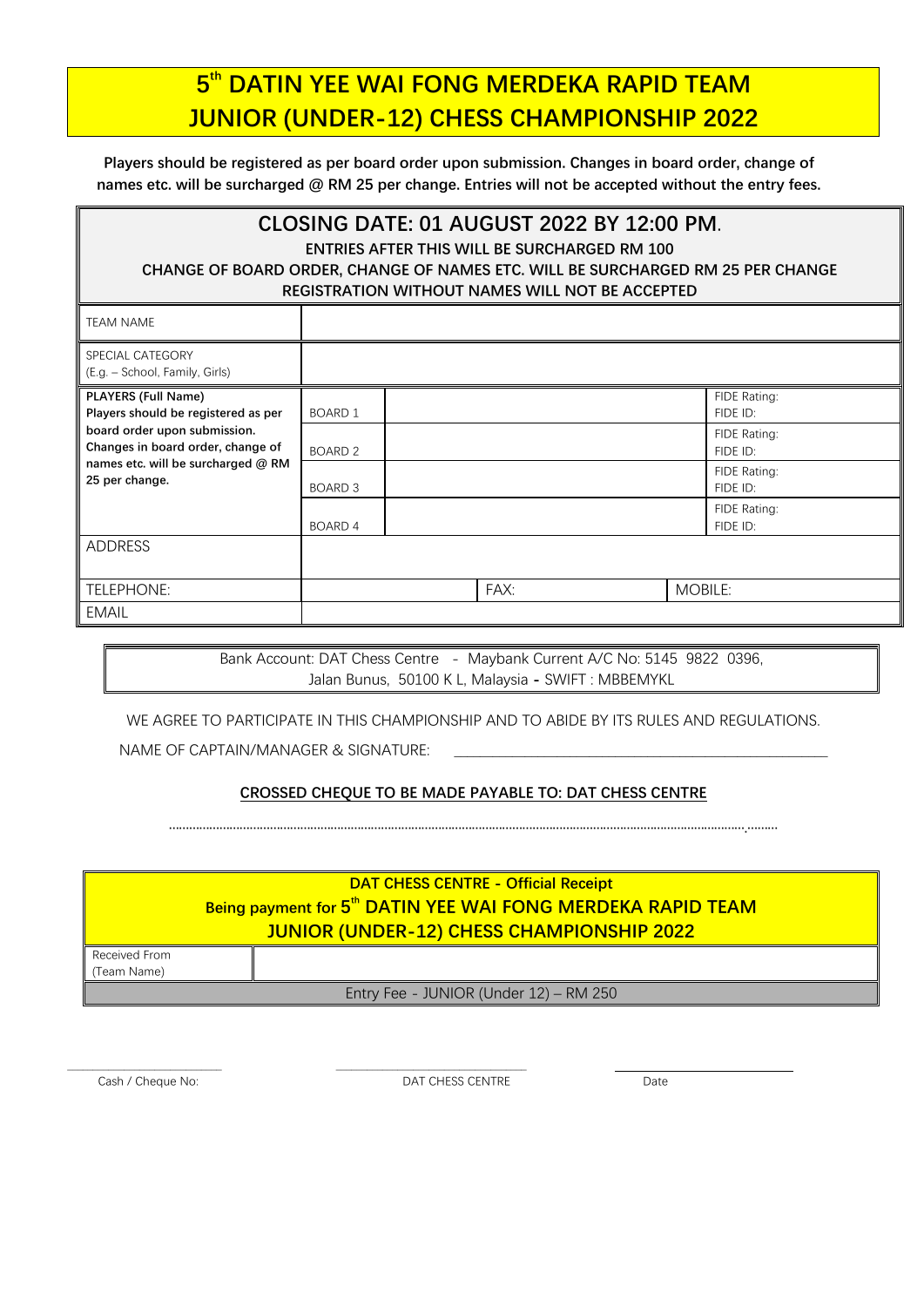# 5th DATIN YEE WAI FONG MERDEKA RAPID TEAM JUNIOR (UNDER-12) CHESS CHAMPIONSHIP 2022

**Players should be registered as per board order upon submission. Changes in board order, change of names etc. will be surcharged @ RM 25 per change. Entries will not be accepted without the entry fees.**

## CLOSING DATE: 01 AUGUST 2022 BY 12:00 PM.

**ENTRIES AFTER THIS WILL BE SURCHARGED RM 100**
**CHANGE OF BOARD ORDER, CHANGE OF NAMES ETC. WILL BE SURCHARGED RM 25 PER CHANGE**
**REGISTRATION WITHOUT NAMES WILL NOT BE ACCEPTED**

| | | | | |
|---|---|---|---|---|
| TEAM NAME | | | | |
| SPECIAL CATEGORY (E.g. – School, Family, Girls) | | | | |
| **PLAYERS (Full Name)** **Players should be registered as per board order upon submission. Changes in board order, change of names etc. will be surcharged @ RM 25 per change.** | BOARD 1 | | | FIDE Rating: FIDE ID: |
| | BOARD 2 | | | FIDE Rating: FIDE ID: |
| | BOARD 3 | | | FIDE Rating: FIDE ID: |
| | BOARD 4 | | | FIDE Rating: FIDE ID: |
| ADDRESS | | | | |
| TELEPHONE: | | FAX: | | MOBILE: |
| EMAIL | | | | |

Bank Account: DAT Chess Centre - Maybank Current A/C No: 5145 9822 0396,
Jalan Bunus, 50100 K L, Malaysia - SWIFT : MBBEMYKL

WE AGREE TO PARTICIPATE IN THIS CHAMPIONSHIP AND TO ABIDE BY ITS RULES AND REGULATIONS.

NAME OF CAPTAIN/MANAGER & SIGNATURE: ______________________________

**CROSSED CHEQUE TO BE MADE PAYABLE TO: DAT CHESS CENTRE**

..........................................................................................................................................................

**DAT CHESS CENTRE - Official Receipt**
**Being payment for 5th DATIN YEE WAI FONG MERDEKA RAPID TEAM JUNIOR (UNDER-12) CHESS CHAMPIONSHIP 2022**

| | |
|---|---|
| Received From (Team Name) | |
| Entry Fee - JUNIOR (Under 12) – RM 250 | |

Cash / Cheque No: ____________ DAT CHESS CENTRE ____________ Date ____________